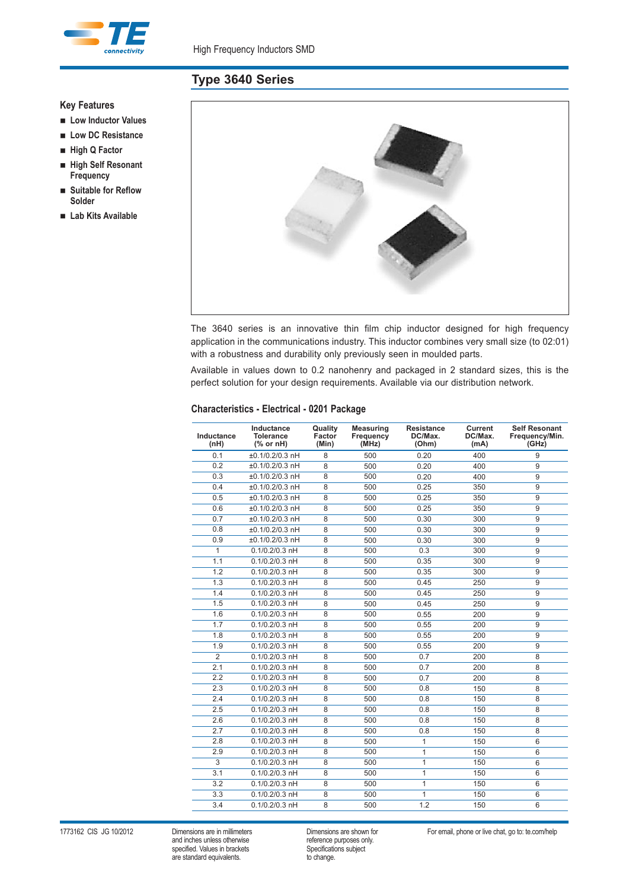# Type 3640 Series

High Frequency Inductors SMD

### Key Features

- Low Inductor Values
- Low DC Resistance
- High Q Factor
- High Self Resonant Frequency
- Suitable for Reflow Solder
- Lab Kits Available

The 3640 series is an innovative thin film chip inductor designed for high frequency application in the communications industry. This inductor combines very small size (to 02:01) with a robustness and durability only previously seen in moulded parts.

Available in values down to 0.2 nanohenry and packaged in 2 standard sizes, this is the perfect solution for your design requirements. Available via our distribution network.

### Characteristics - Electrical - 0201 Package

| Inductance (nH) | Inductance Tolerance (% or nH) | Quality Factor (Min) | Measuring Frequency (MHz) | Resistance DC/Max. (Ohm) | Current DC/Max. (mA) | Self Resonant Frequency/Min. (GHz) |
|---|---|---|---|---|---|---|
| 0.1 | ±0.1/0.2/0.3 nH | 8 | 500 | 0.20 | 400 | 9 |
| 0.2 | ±0.1/0.2/0.3 nH | 8 | 500 | 0.20 | 400 | 9 |
| 0.3 | ±0.1/0.2/0.3 nH | 8 | 500 | 0.20 | 400 | 9 |
| 0.4 | ±0.1/0.2/0.3 nH | 8 | 500 | 0.25 | 350 | 9 |
| 0.5 | ±0.1/0.2/0.3 nH | 8 | 500 | 0.25 | 350 | 9 |
| 0.6 | ±0.1/0.2/0.3 nH | 8 | 500 | 0.25 | 350 | 9 |
| 0.7 | ±0.1/0.2/0.3 nH | 8 | 500 | 0.30 | 300 | 9 |
| 0.8 | ±0.1/0.2/0.3 nH | 8 | 500 | 0.30 | 300 | 9 |
| 0.9 | ±0.1/0.2/0.3 nH | 8 | 500 | 0.30 | 300 | 9 |
| 1 | 0.1/0.2/0.3 nH | 8 | 500 | 0.3 | 300 | 9 |
| 1.1 | 0.1/0.2/0.3 nH | 8 | 500 | 0.35 | 300 | 9 |
| 1.2 | 0.1/0.2/0.3 nH | 8 | 500 | 0.35 | 300 | 9 |
| 1.3 | 0.1/0.2/0.3 nH | 8 | 500 | 0.45 | 250 | 9 |
| 1.4 | 0.1/0.2/0.3 nH | 8 | 500 | 0.45 | 250 | 9 |
| 1.5 | 0.1/0.2/0.3 nH | 8 | 500 | 0.45 | 250 | 9 |
| 1.6 | 0.1/0.2/0.3 nH | 8 | 500 | 0.55 | 200 | 9 |
| 1.7 | 0.1/0.2/0.3 nH | 8 | 500 | 0.55 | 200 | 9 |
| 1.8 | 0.1/0.2/0.3 nH | 8 | 500 | 0.55 | 200 | 9 |
| 1.9 | 0.1/0.2/0.3 nH | 8 | 500 | 0.55 | 200 | 9 |
| 2 | 0.1/0.2/0.3 nH | 8 | 500 | 0.7 | 200 | 8 |
| 2.1 | 0.1/0.2/0.3 nH | 8 | 500 | 0.7 | 200 | 8 |
| 2.2 | 0.1/0.2/0.3 nH | 8 | 500 | 0.7 | 200 | 8 |
| 2.3 | 0.1/0.2/0.3 nH | 8 | 500 | 0.8 | 150 | 8 |
| 2.4 | 0.1/0.2/0.3 nH | 8 | 500 | 0.8 | 150 | 8 |
| 2.5 | 0.1/0.2/0.3 nH | 8 | 500 | 0.8 | 150 | 8 |
| 2.6 | 0.1/0.2/0.3 nH | 8 | 500 | 0.8 | 150 | 8 |
| 2.7 | 0.1/0.2/0.3 nH | 8 | 500 | 0.8 | 150 | 8 |
| 2.8 | 0.1/0.2/0.3 nH | 8 | 500 | 1 | 150 | 6 |
| 2.9 | 0.1/0.2/0.3 nH | 8 | 500 | 1 | 150 | 6 |
| 3 | 0.1/0.2/0.3 nH | 8 | 500 | 1 | 150 | 6 |
| 3.1 | 0.1/0.2/0.3 nH | 8 | 500 | 1 | 150 | 6 |
| 3.2 | 0.1/0.2/0.3 nH | 8 | 500 | 1 | 150 | 6 |
| 3.3 | 0.1/0.2/0.3 nH | 8 | 500 | 1 | 150 | 6 |
| 3.4 | 0.1/0.2/0.3 nH | 8 | 500 | 1.2 | 150 | 6 |

1773162 CIS JG 10/2012

Dimensions are in millimeters and inches unless otherwise specified. Values in brackets are standard equivalents.

Dimensions are shown for reference purposes only. Specifications subject to change.

For email, phone or live chat, go to: te.com/help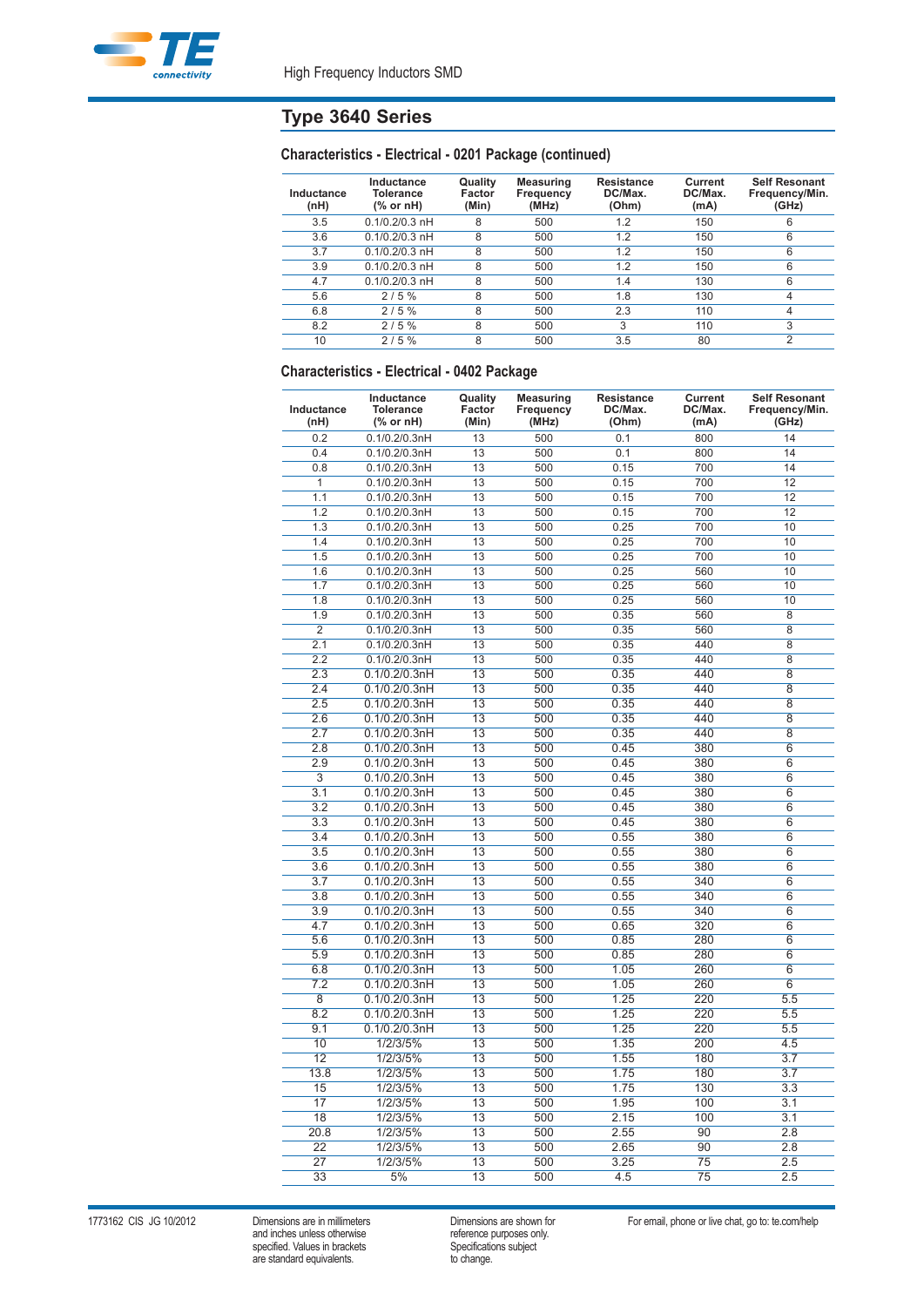# Type 3640 Series

### Characteristics - Electrical - 0201 Package (continued)

| Inductance (nH) | Inductance Tolerance (% or nH) | Quality Factor (Min) | Measuring Frequency (MHz) | Resistance DC/Max. (Ohm) | Current DC/Max. (mA) | Self Resonant Frequency/Min. (GHz) |
|---|---|---|---|---|---|---|
| 3.5 | 0.1/0.2/0.3 nH | 8 | 500 | 1.2 | 150 | 6 |
| 3.6 | 0.1/0.2/0.3 nH | 8 | 500 | 1.2 | 150 | 6 |
| 3.7 | 0.1/0.2/0.3 nH | 8 | 500 | 1.2 | 150 | 6 |
| 3.9 | 0.1/0.2/0.3 nH | 8 | 500 | 1.2 | 150 | 6 |
| 4.7 | 0.1/0.2/0.3 nH | 8 | 500 | 1.4 | 130 | 6 |
| 5.6 | 2 / 5 % | 8 | 500 | 1.8 | 130 | 4 |
| 6.8 | 2 / 5 % | 8 | 500 | 2.3 | 110 | 4 |
| 8.2 | 2 / 5 % | 8 | 500 | 3 | 110 | 3 |
| 10 | 2 / 5 % | 8 | 500 | 3.5 | 80 | 2 |

### Characteristics - Electrical - 0402 Package

| Inductance (nH) | Inductance Tolerance (% or nH) | Quality Factor (Min) | Measuring Frequency (MHz) | Resistance DC/Max. (Ohm) | Current DC/Max. (mA) | Self Resonant Frequency/Min. (GHz) |
|---|---|---|---|---|---|---|
| 0.2 | 0.1/0.2/0.3nH | 13 | 500 | 0.1 | 800 | 14 |
| 0.4 | 0.1/0.2/0.3nH | 13 | 500 | 0.1 | 800 | 14 |
| 0.8 | 0.1/0.2/0.3nH | 13 | 500 | 0.15 | 700 | 14 |
| 1 | 0.1/0.2/0.3nH | 13 | 500 | 0.15 | 700 | 12 |
| 1.1 | 0.1/0.2/0.3nH | 13 | 500 | 0.15 | 700 | 12 |
| 1.2 | 0.1/0.2/0.3nH | 13 | 500 | 0.15 | 700 | 12 |
| 1.3 | 0.1/0.2/0.3nH | 13 | 500 | 0.25 | 700 | 10 |
| 1.4 | 0.1/0.2/0.3nH | 13 | 500 | 0.25 | 700 | 10 |
| 1.5 | 0.1/0.2/0.3nH | 13 | 500 | 0.25 | 700 | 10 |
| 1.6 | 0.1/0.2/0.3nH | 13 | 500 | 0.25 | 560 | 10 |
| 1.7 | 0.1/0.2/0.3nH | 13 | 500 | 0.25 | 560 | 10 |
| 1.8 | 0.1/0.2/0.3nH | 13 | 500 | 0.25 | 560 | 10 |
| 1.9 | 0.1/0.2/0.3nH | 13 | 500 | 0.35 | 560 | 8 |
| 2 | 0.1/0.2/0.3nH | 13 | 500 | 0.35 | 560 | 8 |
| 2.1 | 0.1/0.2/0.3nH | 13 | 500 | 0.35 | 440 | 8 |
| 2.2 | 0.1/0.2/0.3nH | 13 | 500 | 0.35 | 440 | 8 |
| 2.3 | 0.1/0.2/0.3nH | 13 | 500 | 0.35 | 440 | 8 |
| 2.4 | 0.1/0.2/0.3nH | 13 | 500 | 0.35 | 440 | 8 |
| 2.5 | 0.1/0.2/0.3nH | 13 | 500 | 0.35 | 440 | 8 |
| 2.6 | 0.1/0.2/0.3nH | 13 | 500 | 0.35 | 440 | 8 |
| 2.7 | 0.1/0.2/0.3nH | 13 | 500 | 0.35 | 440 | 8 |
| 2.8 | 0.1/0.2/0.3nH | 13 | 500 | 0.45 | 380 | 6 |
| 2.9 | 0.1/0.2/0.3nH | 13 | 500 | 0.45 | 380 | 6 |
| 3 | 0.1/0.2/0.3nH | 13 | 500 | 0.45 | 380 | 6 |
| 3.1 | 0.1/0.2/0.3nH | 13 | 500 | 0.45 | 380 | 6 |
| 3.2 | 0.1/0.2/0.3nH | 13 | 500 | 0.45 | 380 | 6 |
| 3.3 | 0.1/0.2/0.3nH | 13 | 500 | 0.45 | 380 | 6 |
| 3.4 | 0.1/0.2/0.3nH | 13 | 500 | 0.55 | 380 | 6 |
| 3.5 | 0.1/0.2/0.3nH | 13 | 500 | 0.55 | 380 | 6 |
| 3.6 | 0.1/0.2/0.3nH | 13 | 500 | 0.55 | 380 | 6 |
| 3.7 | 0.1/0.2/0.3nH | 13 | 500 | 0.55 | 340 | 6 |
| 3.8 | 0.1/0.2/0.3nH | 13 | 500 | 0.55 | 340 | 6 |
| 3.9 | 0.1/0.2/0.3nH | 13 | 500 | 0.55 | 340 | 6 |
| 4.7 | 0.1/0.2/0.3nH | 13 | 500 | 0.65 | 320 | 6 |
| 5.6 | 0.1/0.2/0.3nH | 13 | 500 | 0.85 | 280 | 6 |
| 5.9 | 0.1/0.2/0.3nH | 13 | 500 | 0.85 | 280 | 6 |
| 6.8 | 0.1/0.2/0.3nH | 13 | 500 | 1.05 | 260 | 6 |
| 7.2 | 0.1/0.2/0.3nH | 13 | 500 | 1.05 | 260 | 6 |
| 8 | 0.1/0.2/0.3nH | 13 | 500 | 1.25 | 220 | 5.5 |
| 8.2 | 0.1/0.2/0.3nH | 13 | 500 | 1.25 | 220 | 5.5 |
| 9.1 | 0.1/0.2/0.3nH | 13 | 500 | 1.25 | 220 | 5.5 |
| 10 | 1/2/3/5% | 13 | 500 | 1.35 | 200 | 4.5 |
| 12 | 1/2/3/5% | 13 | 500 | 1.55 | 180 | 3.7 |
| 13.8 | 1/2/3/5% | 13 | 500 | 1.75 | 180 | 3.7 |
| 15 | 1/2/3/5% | 13 | 500 | 1.75 | 130 | 3.3 |
| 17 | 1/2/3/5% | 13 | 500 | 1.95 | 100 | 3.1 |
| 18 | 1/2/3/5% | 13 | 500 | 2.15 | 100 | 3.1 |
| 20.8 | 1/2/3/5% | 13 | 500 | 2.55 | 90 | 2.8 |
| 22 | 1/2/3/5% | 13 | 500 | 2.65 | 90 | 2.8 |
| 27 | 1/2/3/5% | 13 | 500 | 3.25 | 75 | 2.5 |
| 33 | 5% | 13 | 500 | 4.5 | 75 | 2.5 |

1773162 CIS JG 10/2012

Dimensions are in millimeters and inches unless otherwise specified. Values in brackets are standard equivalents.

Dimensions are shown for reference purposes only. Specifications subject to change.

For email, phone or live chat, go to: te.com/help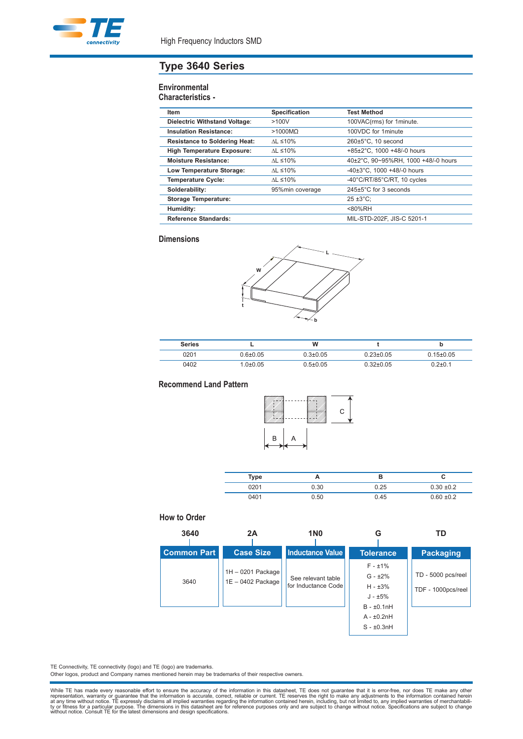# Type 3640 Series

## Environmental Characteristics -

| Item | Specification | Test Method |
|---|---|---|
| **Dielectric Withstand Voltage**: | >100V | 100VAC(rms) for 1minute. |
| **Insulation Resistance:** | >1000MΩ | 100VDC for 1minute |
| **Resistance to Soldering Heat:** | ΔL ≤10% | 260±5°C, 10 second |
| **High Temperature Exposure:** | ΔL ≤10% | +85±2°C, 1000 +48/-0 hours |
| **Moisture Resistance:** | ΔL ≤10% | 40±2°C, 90~95%RH, 1000 +48/-0 hours |
| **Low Temperature Storage:** | ΔL ≤10% | -40±3°C, 1000 +48/-0 hours |
| **Temperature Cycle:** | ΔL ≤10% | -40°C/RT/85°C/RT, 10 cycles |
| **Solderability:** | 95%min coverage | 245±5°C for 3 seconds |
| **Storage Temperature:** | | 25 ±3°C; |
| **Humidity:** | | <80%RH |
| **Reference Standards:** | | MIL-STD-202F, JIS-C 5201-1 |

## Dimensions

L
W
t
b

| Series | L | W | t | b |
|---|---|---|---|---|
| 0201 | 0.6±0.05 | 0.3±0.05 | 0.23±0.05 | 0.15±0.05 |
| 0402 | 1.0±0.05 | 0.5±0.05 | 0.32±0.05 | 0.2±0.1 |

## Recommend Land Pattern

C
B
A

| Type | A | B | C |
|---|---|---|---|
| 0201 | 0.30 | 0.25 | 0.30 ±0.2 |
| 0401 | 0.50 | 0.45 | 0.60 ±0.2 |

## How to Order

| 3640 | 2A | 1N0 | G | TD |
|---|---|---|---|---|
| **Common Part** | **Case Size** | **Inductance Value** | **Tolerance** | **Packaging** |
| 3640 | 1H – 0201 Package<br>1E – 0402 Package | See relevant table for Inductance Code | F - ±1%<br>G - ±2%<br>H - ±3%<br>J - ±5%<br>B - ±0.1nH<br>A - ±0.2nH<br>S - ±0.3nH | TD - 5000 pcs/reel<br>TDF - 1000pcs/reel |

TE Connectivity, TE connectivity (logo) and TE (logo) are trademarks.
Other logos, product and Company names mentioned herein may be trademarks of their respective owners.

While TE has made every reasonable effort to ensure the accuracy of the information in this datasheet, TE does not guarantee that it is error-free, nor does TE make any other representation, warranty or guarantee that the information is accurate, correct, reliable or current. TE reserves the right to make any adjustments to the information contained herein at any time without notice. TE expressly disclaims all implied warranties regarding the information contained herein, including, but not limited to, any implied warranties of merchantability or fitness for a particular purpose. The dimensions in this datasheet are for reference purposes only and are subject to change without notice. Specifications are subject to change without notice. Consult TE for the latest dimensions and design specifications.